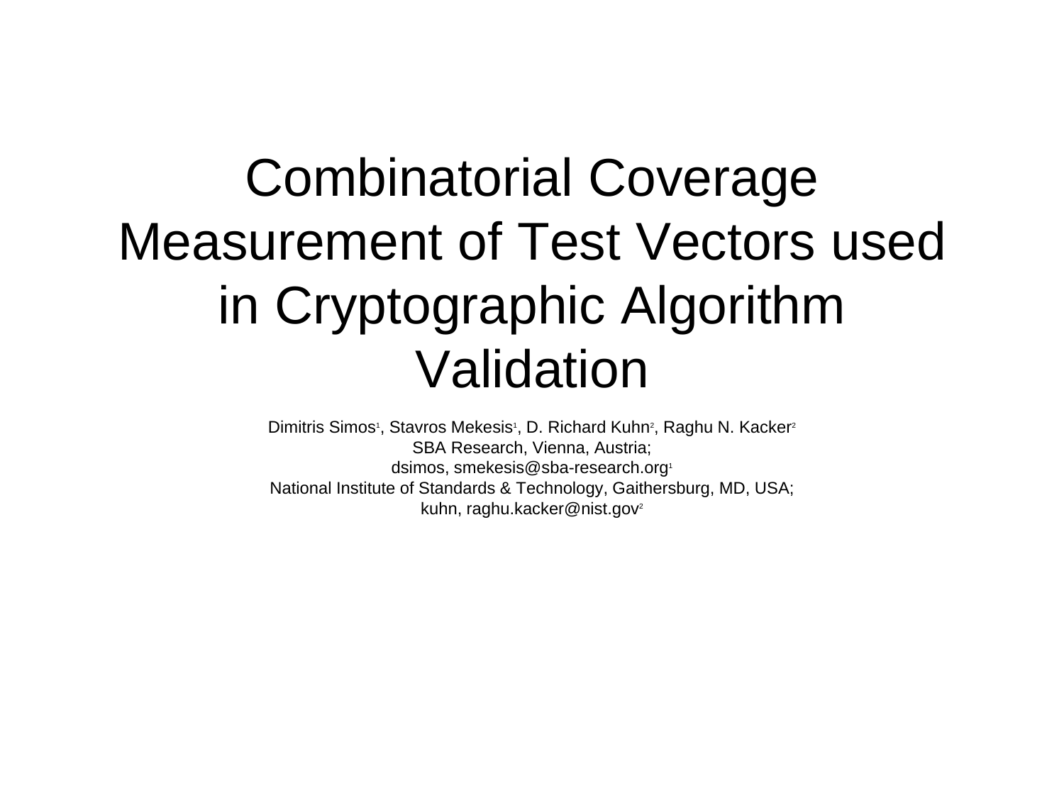# Combinatorial Coverage Measurement of Test Vectors used in Cryptographic Algorithm Validation

Dimitris Simos[1], Stavros Mekesis[1], D. Richard Kuhn[2], Raghu N. Kacker[2]

SBA Research, Vienna, Austria;

dsimos, smekesis@sba-research.org[1]

National Institute of Standards & Technology, Gaithersburg, MD, USA;

kuhn, raghu.kacker@nist.gov[2]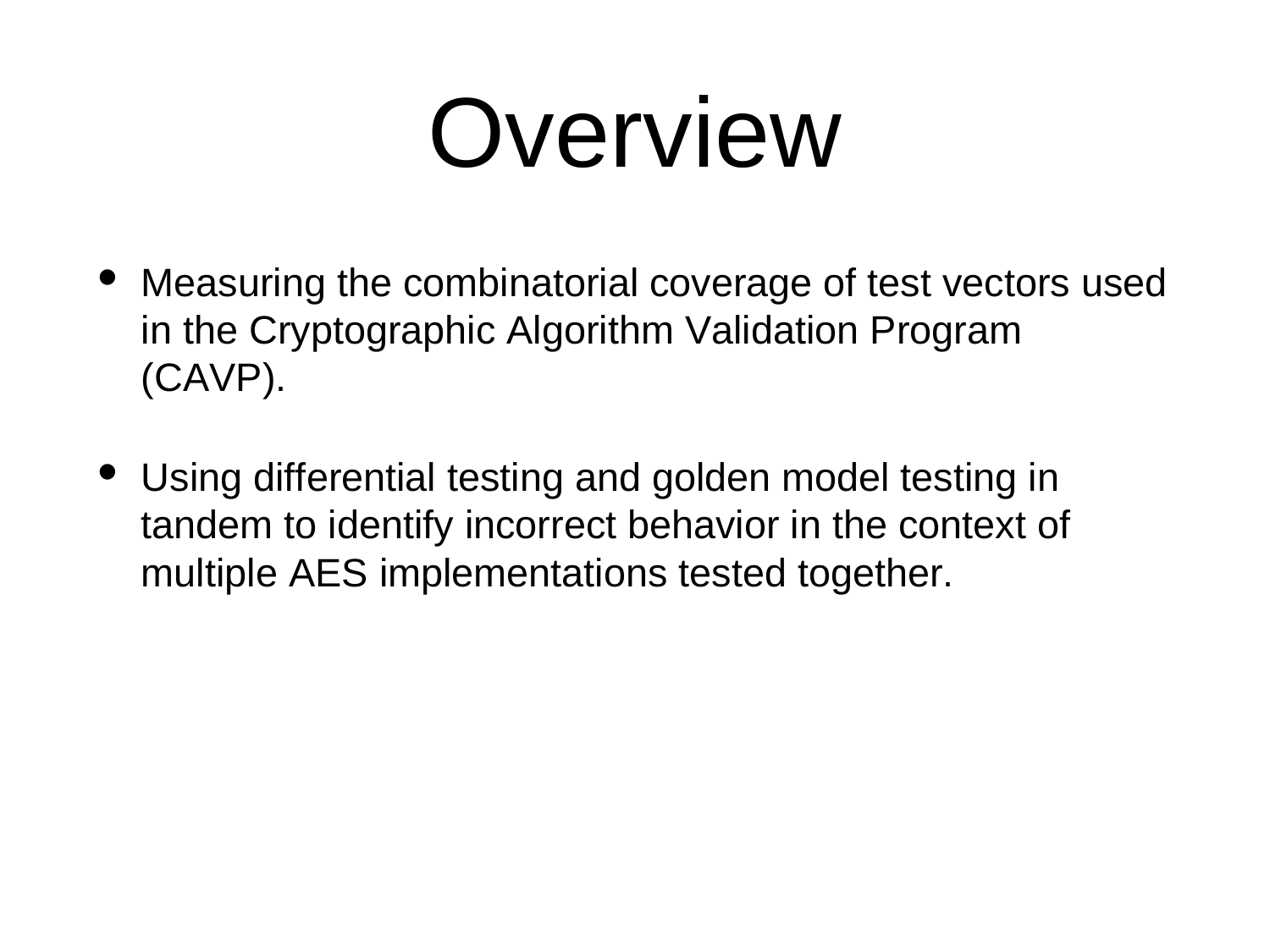# Overview

- Measuring the combinatorial coverage of test vectors used in the Cryptographic Algorithm Validation Program (CAVP).
- Using differential testing and golden model testing in tandem to identify incorrect behavior in the context of multiple AES implementations tested together.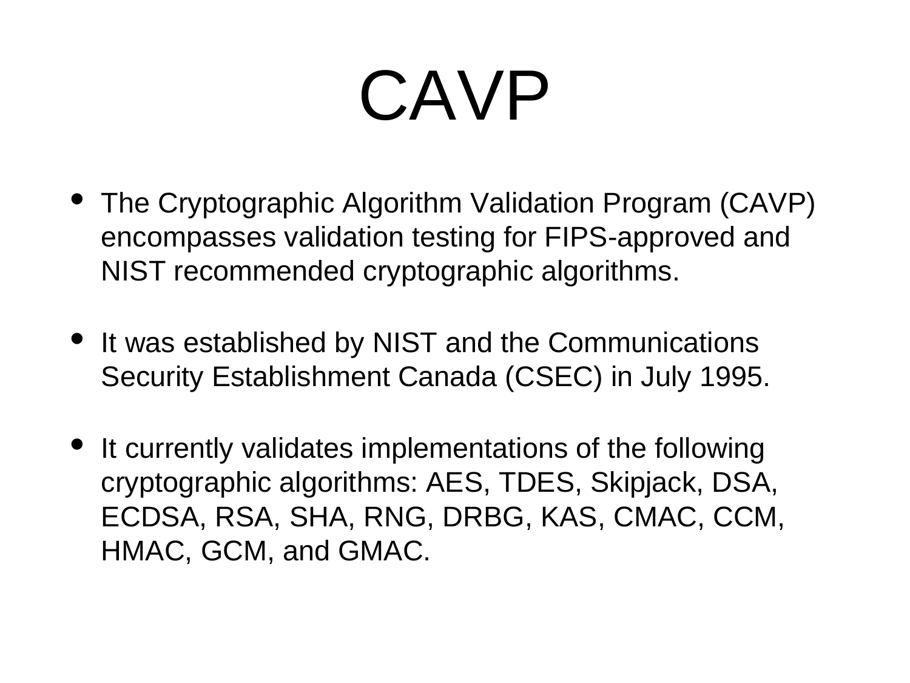# CAVP

- The Cryptographic Algorithm Validation Program (CAVP) encompasses validation testing for FIPS-approved and NIST recommended cryptographic algorithms.

- It was established by NIST and the Communications Security Establishment Canada (CSEC) in July 1995.

- It currently validates implementations of the following cryptographic algorithms: AES, TDES, Skipjack, DSA, ECDSA, RSA, SHA, RNG, DRBG, KAS, CMAC, CCM, HMAC, GCM, and GMAC.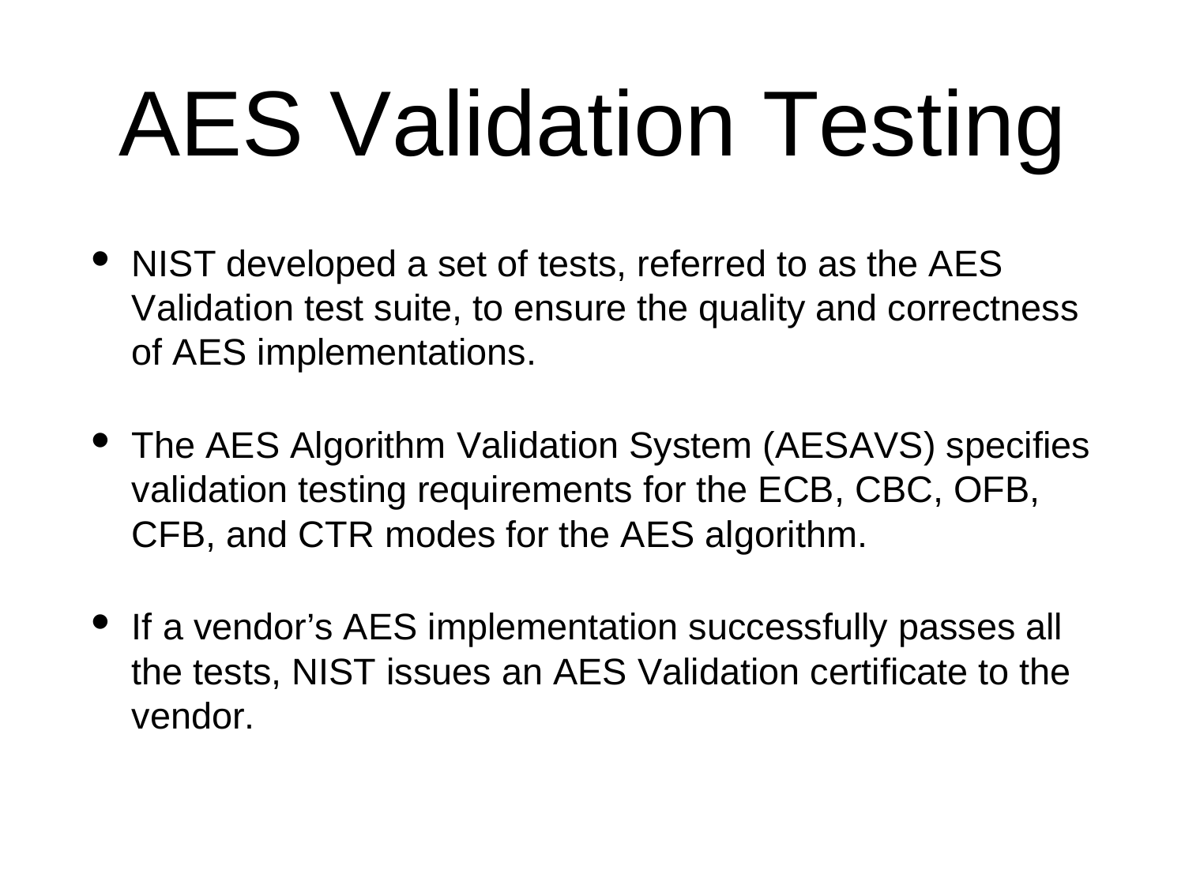# AES Validation Testing

- NIST developed a set of tests, referred to as the AES Validation test suite, to ensure the quality and correctness of AES implementations.
- The AES Algorithm Validation System (AESAVS) specifies validation testing requirements for the ECB, CBC, OFB, CFB, and CTR modes for the AES algorithm.
- If a vendor's AES implementation successfully passes all the tests, NIST issues an AES Validation certificate to the vendor.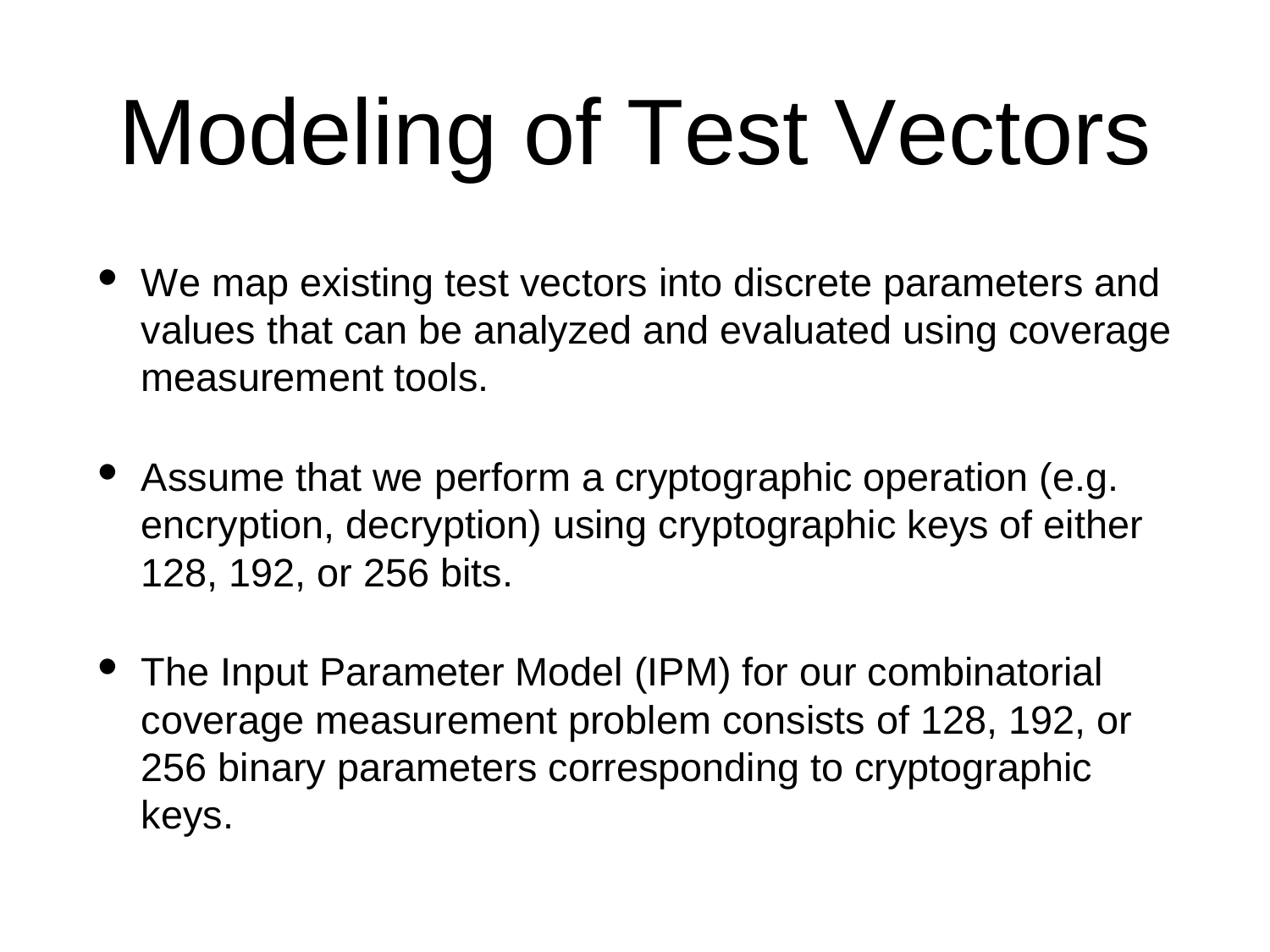# Modeling of Test Vectors

- We map existing test vectors into discrete parameters and values that can be analyzed and evaluated using coverage measurement tools.

- Assume that we perform a cryptographic operation (e.g. encryption, decryption) using cryptographic keys of either 128, 192, or 256 bits.

- The Input Parameter Model (IPM) for our combinatorial coverage measurement problem consists of 128, 192, or 256 binary parameters corresponding to cryptographic keys.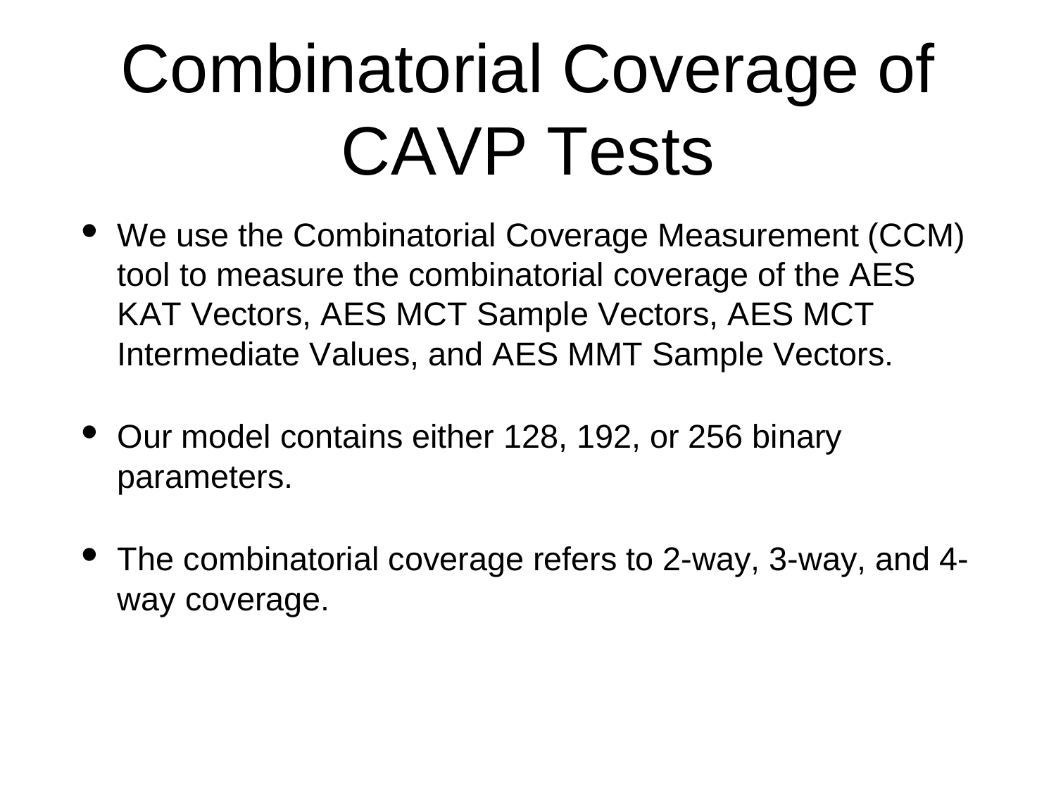# Combinatorial Coverage of CAVP Tests

- We use the Combinatorial Coverage Measurement (CCM) tool to measure the combinatorial coverage of the AES KAT Vectors, AES MCT Sample Vectors, AES MCT Intermediate Values, and AES MMT Sample Vectors.

- Our model contains either 128, 192, or 256 binary parameters.

- The combinatorial coverage refers to 2-way, 3-way, and 4-way coverage.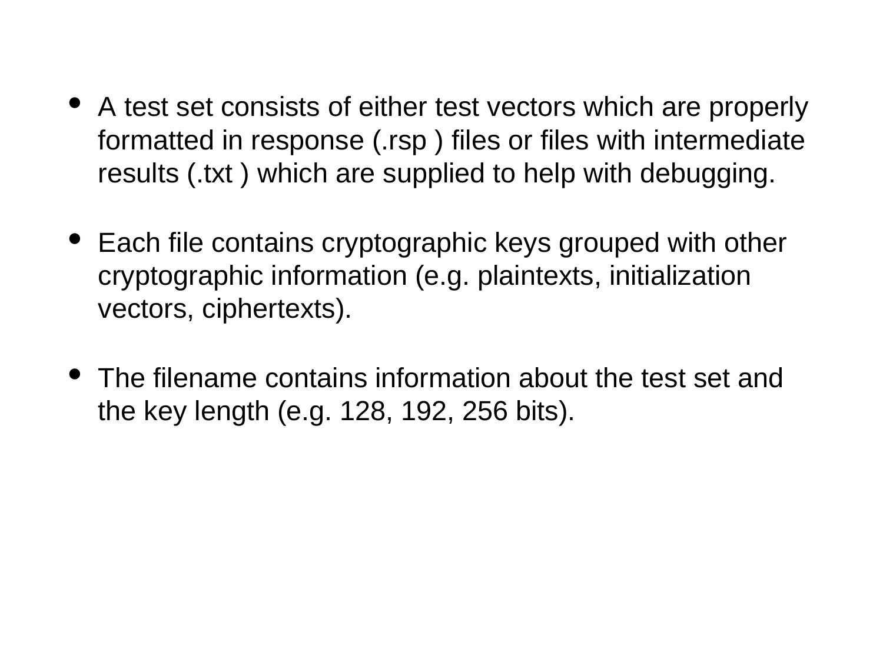- A test set consists of either test vectors which are properly formatted in response (.rsp ) files or files with intermediate results (.txt ) which are supplied to help with debugging.

- Each file contains cryptographic keys grouped with other cryptographic information (e.g. plaintexts, initialization vectors, ciphertexts).

- The filename contains information about the test set and the key length (e.g. 128, 192, 256 bits).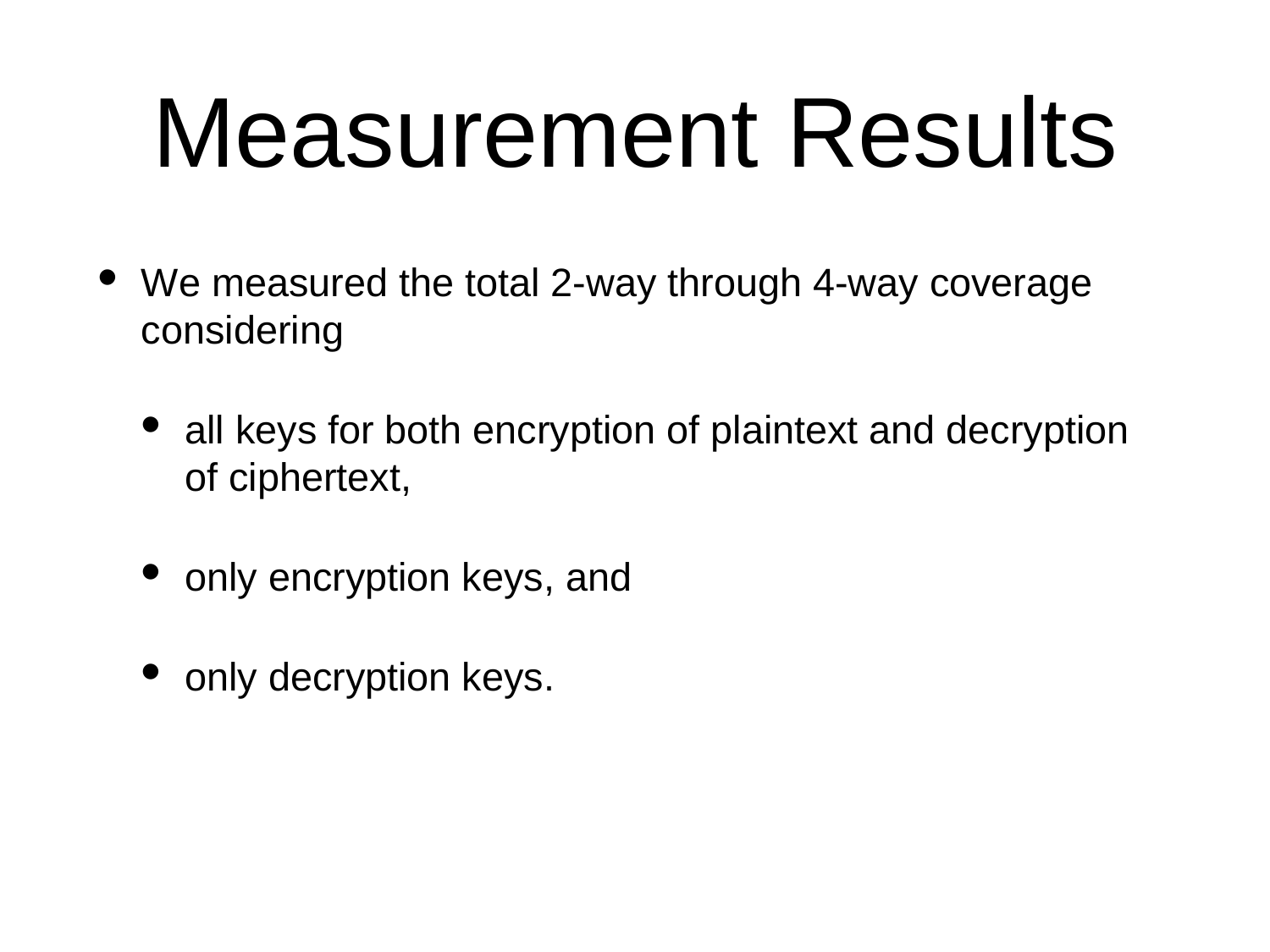# Measurement Results

- We measured the total 2-way through 4-way coverage considering
  - all keys for both encryption of plaintext and decryption of ciphertext,
  - only encryption keys, and
  - only decryption keys.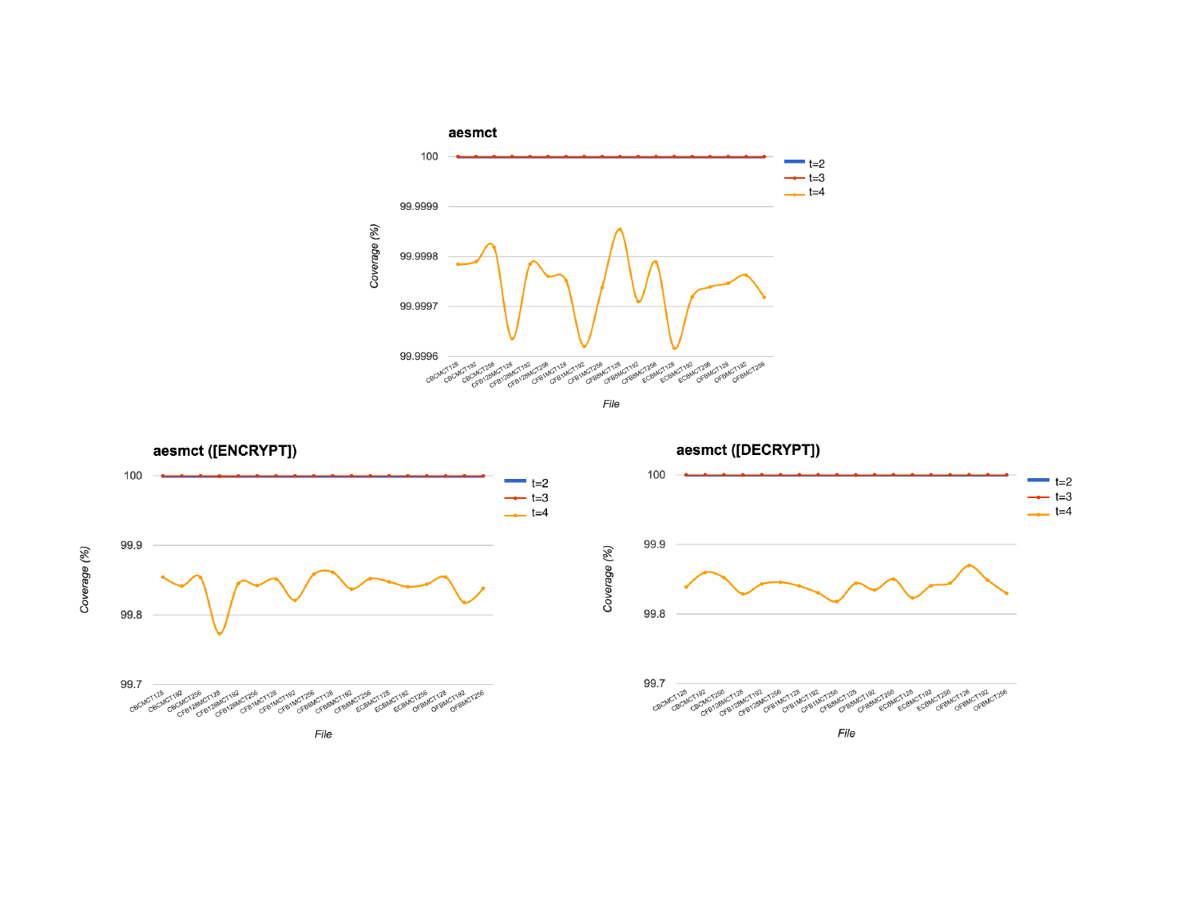**aesmct**

Coverage (%) by File (CBCMCT128, CBCMCT192, CBCMCT256, CFB128MCT128, CFB128MCT192, CFB128MCT256, CFB1MCT128, CFB1MCT192, CFB1MCT256, CFB8MCT128, CFB8MCT192, CFB8MCT256, ECBMCT128, ECBMCT192, ECBMCT256, OFBMCT128, OFBMCT192, OFBMCT256); series: t=2, t=3, t=4

**aesmct ([ENCRYPT])**

Coverage (%) by File; series: t=2, t=3, t=4

**aesmct ([DECRYPT])**

Coverage (%) by File; series: t=2, t=3, t=4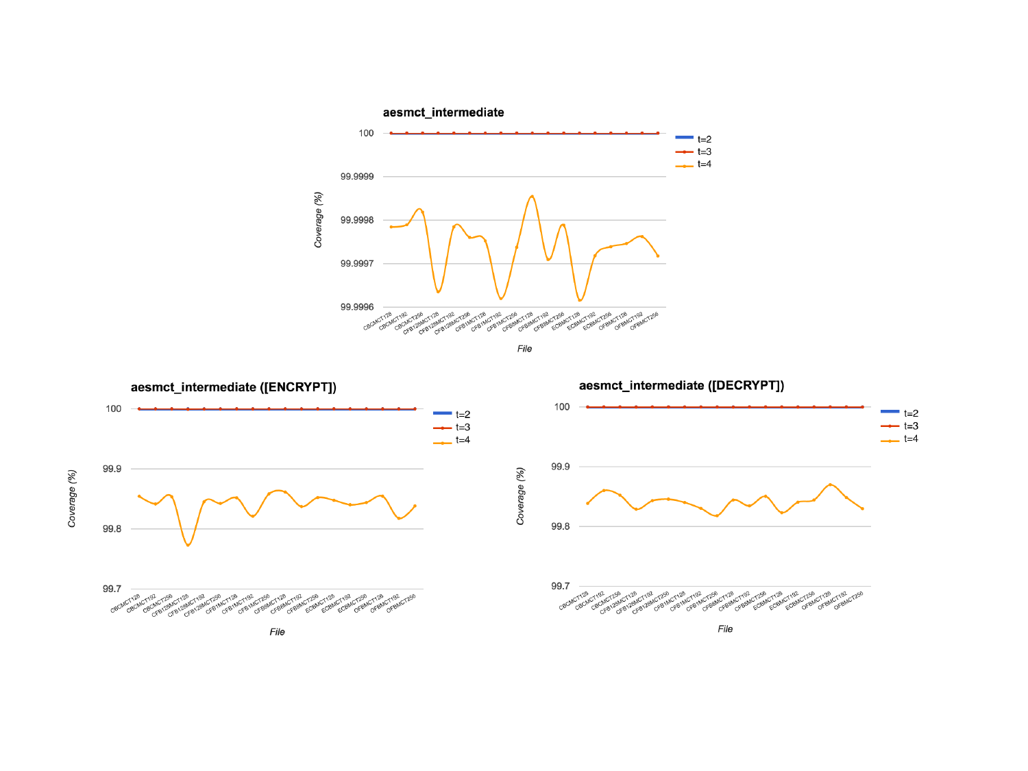**aesmct_intermediate**

Coverage (%)

100 | 99.9999 | 99.9998 | 99.9997 | 99.9996

- t=2
- t=3
- t=4

CBCMCT128, CBCMCT192, CBCMCT256, CFB128MCT128, CFB128MCT192, CFB128MCT256, CFB1MCT128, CFB1MCT192, CFB1MCT256, CFB8MCT128, CFB8MCT192, CFB8MCT256, ECBMCT128, ECBMCT192, ECBMCT256, OFBMCT128, OFBMCT192, OFBMCT256

File

**aesmct_intermediate ([ENCRYPT])**

Coverage (%)

100 | 99.9 | 99.8 | 99.7

- t=2
- t=3
- t=4

CBCMCT128, CBCMCT192, CBCMCT256, CFB128MCT128, CFB128MCT192, CFB128MCT256, CFB1MCT128, CFB1MCT192, CFB1MCT256, CFB8MCT128, CFB8MCT192, CFB8MCT256, ECBMCT128, ECBMCT192, ECBMCT256, OFBMCT128, OFBMCT192, OFBMCT256

File

**aesmct_intermediate ([DECRYPT])**

Coverage (%)

100 | 99.9 | 99.8 | 99.7

- t=2
- t=3
- t=4

CBCMCT128, CBCMCT192, CBCMCT256, CFB128MCT128, CFB128MCT192, CFB128MCT256, CFB1MCT128, CFB1MCT192, CFB1MCT256, CFB8MCT128, CFB8MCT192, CFB8MCT256, ECBMCT128, ECBMCT192, ECBMCT256, OFBMCT128, OFBMCT192, OFBMCT256

File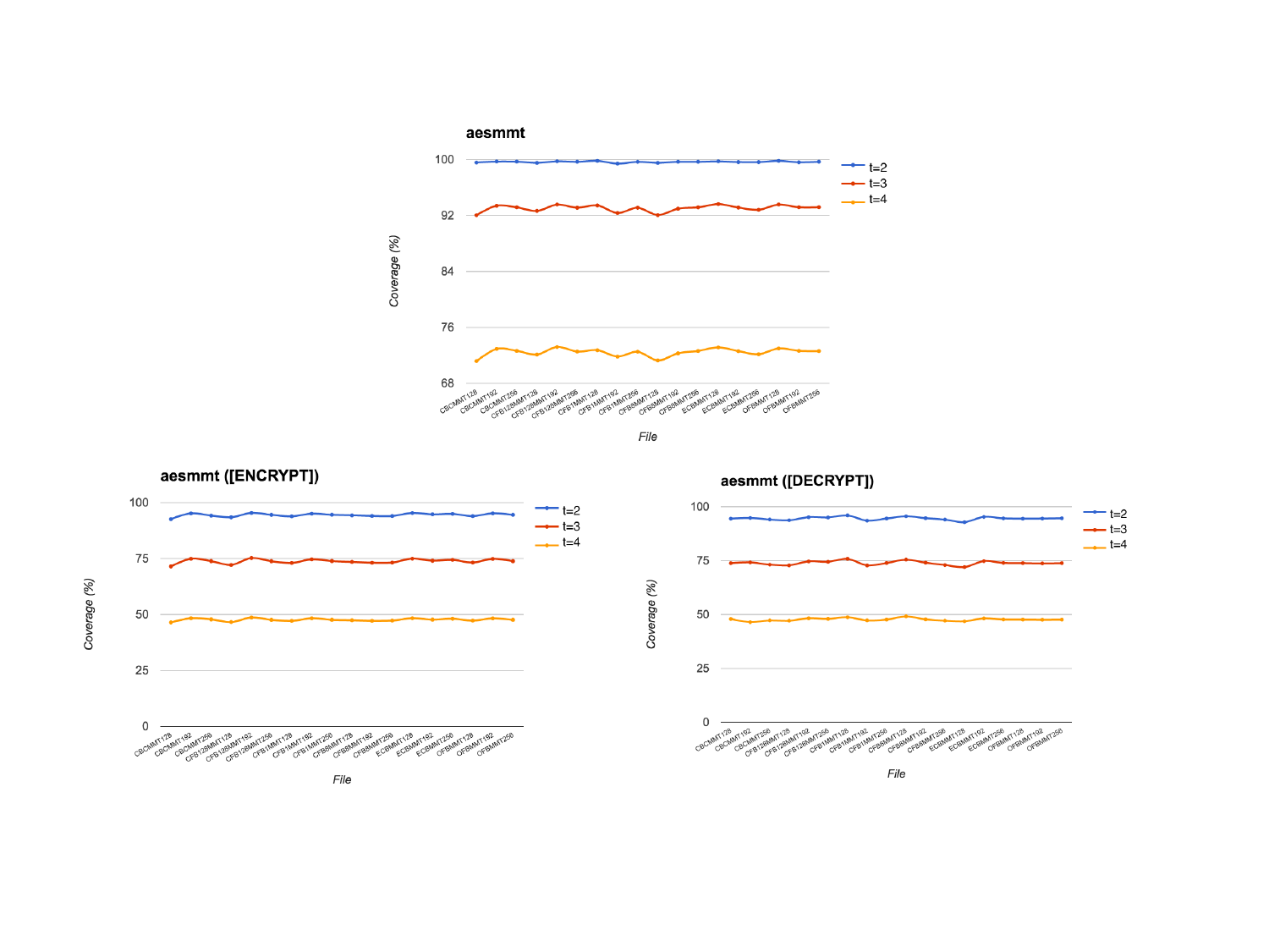**aesmmt**

Coverage (%) vs. File (t=2, t=3, t=4)

Files: CBCMMT128, CBCMMT192, CBCMMT256, CFB128MMT128, CFB128MMT192, CFB128MMT256, CFB1MMT128, CFB1MMT192, CFB1MMT256, CFB8MMT128, CFB8MMT192, CFB8MMT256, ECBMMT128, ECBMMT192, ECBMMT256, OFBMMT128, OFBMMT192, OFBMMT256

**aesmmt ([ENCRYPT])**

Coverage (%) vs. File (t=2, t=3, t=4)

Files: CBCMMT128, CBCMMT192, CBCMMT256, CFB128MMT128, CFB128MMT192, CFB128MMT256, CFB1MMT128, CFB1MMT192, CFB1MMT256, CFB8MMT128, CFB8MMT192, CFB8MMT256, ECBMMT128, ECBMMT192, ECBMMT256, OFBMMT128, OFBMMT192, OFBMMT256

**aesmmt ([DECRYPT])**

Coverage (%) vs. File (t=2, t=3, t=4)

Files: CBCMMT128, CBCMMT192, CBCMMT256, CFB128MMT128, CFB128MMT192, CFB128MMT256, CFB1MMT128, CFB1MMT192, CFB1MMT256, CFB8MMT128, CFB8MMT192, CFB8MMT256, ECBMMT128, ECBMMT192, ECBMMT256, OFBMMT128, OFBMMT192, OFBMMT256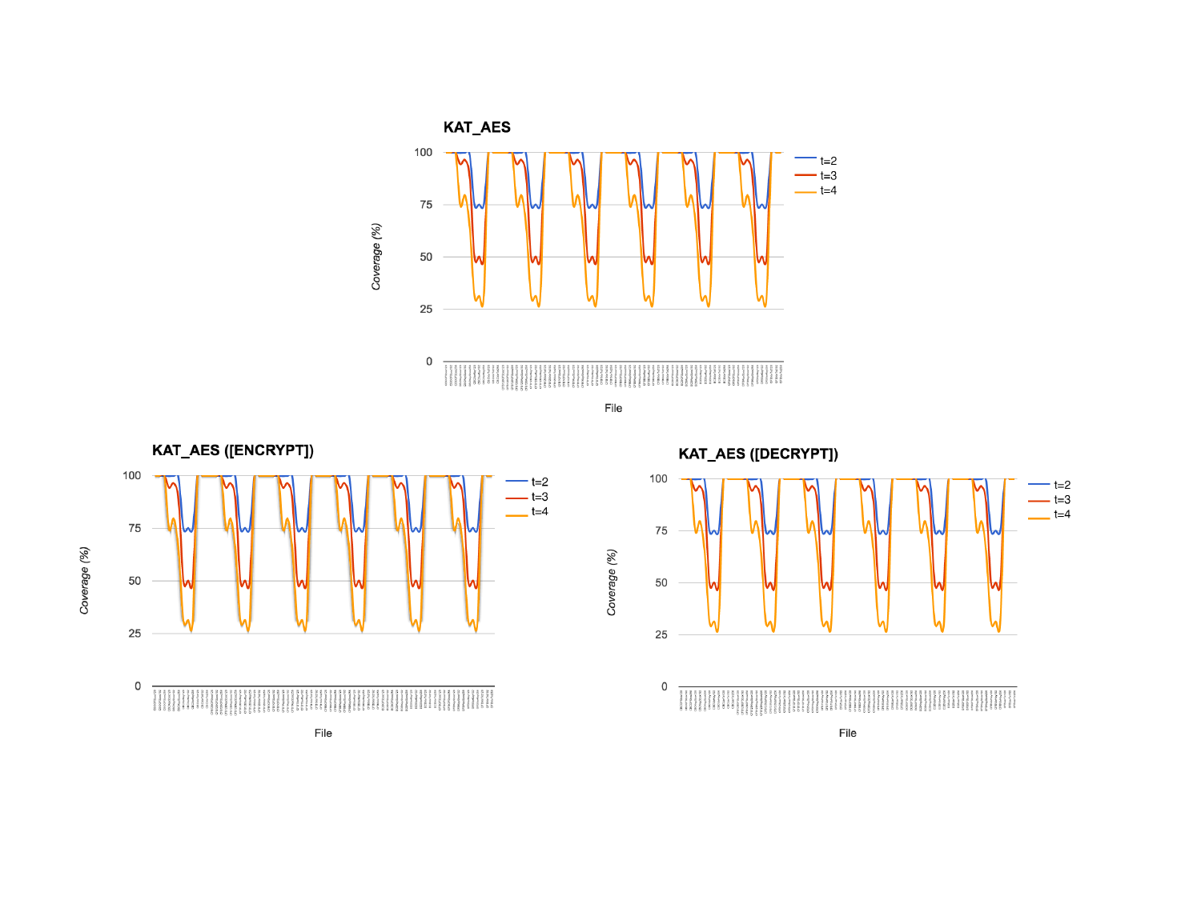**KAT_AES**

Coverage (%)

File

t=2
t=3
t=4

**KAT_AES ([ENCRYPT])**

Coverage (%)

File

t=2
t=3
t=4

**KAT_AES ([DECRYPT])**

Coverage (%)

File

t=2
t=3
t=4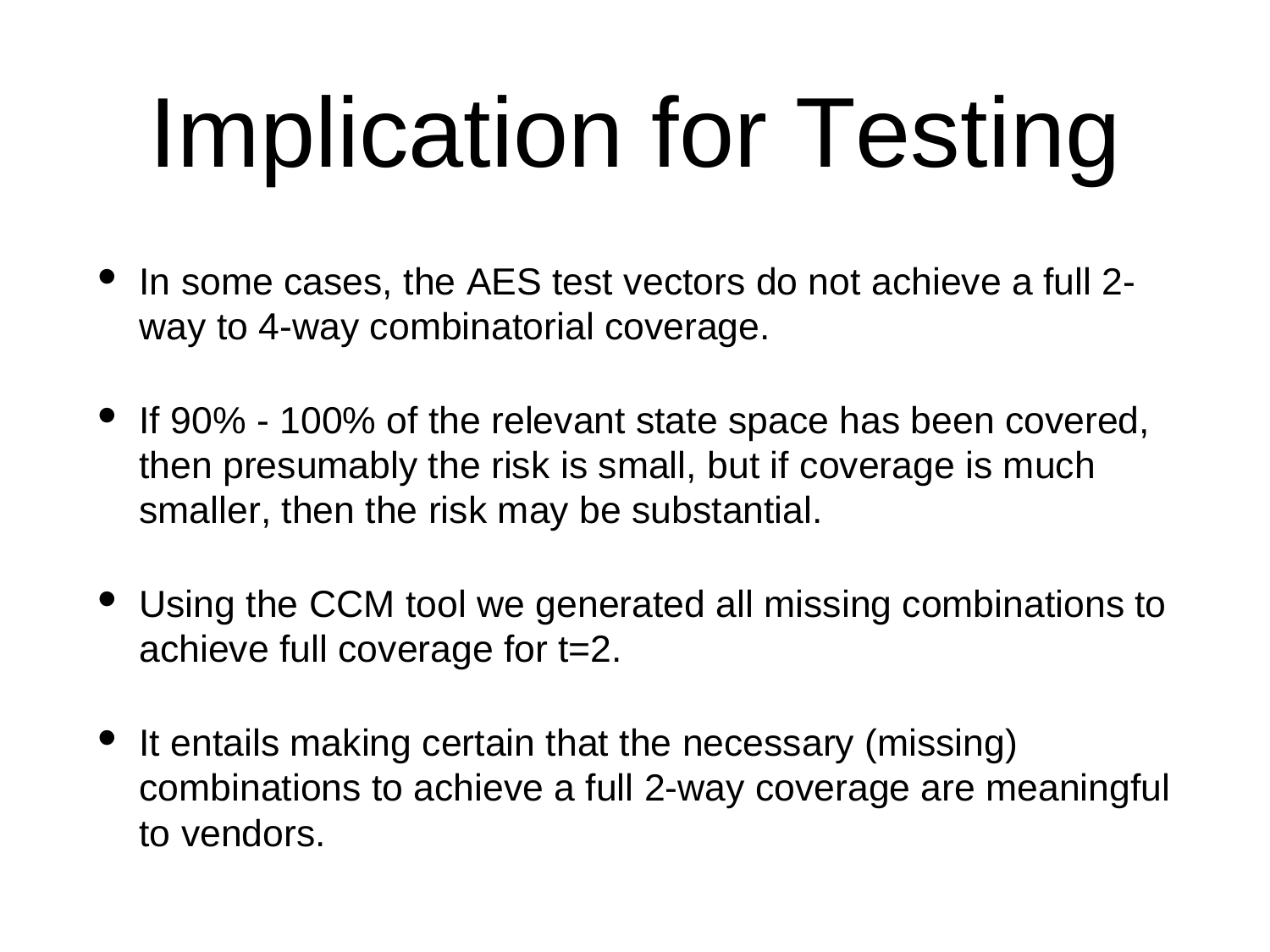# Implication for Testing

- In some cases, the AES test vectors do not achieve a full 2-way to 4-way combinatorial coverage.
- If 90% - 100% of the relevant state space has been covered, then presumably the risk is small, but if coverage is much smaller, then the risk may be substantial.
- Using the CCM tool we generated all missing combinations to achieve full coverage for t=2.
- It entails making certain that the necessary (missing) combinations to achieve a full 2-way coverage are meaningful to vendors.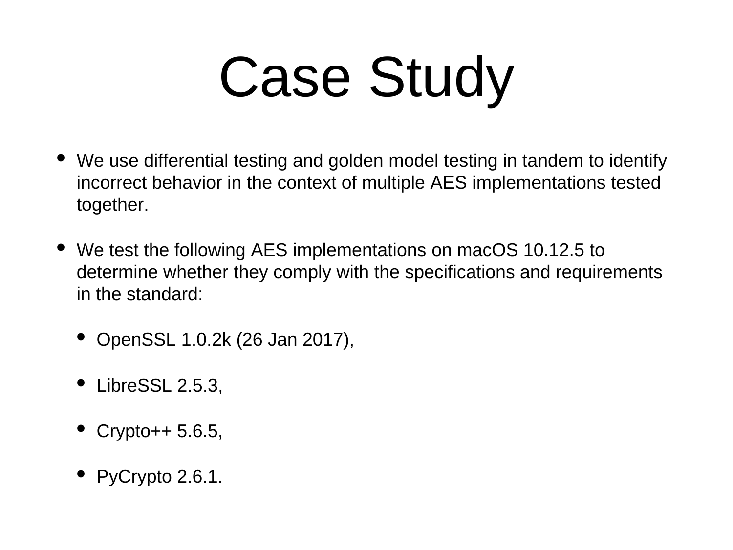# Case Study

- We use differential testing and golden model testing in tandem to identify incorrect behavior in the context of multiple AES implementations tested together.
- We test the following AES implementations on macOS 10.12.5 to determine whether they comply with the specifications and requirements in the standard:
  - OpenSSL 1.0.2k (26 Jan 2017),
  - LibreSSL 2.5.3,
  - Crypto++ 5.6.5,
  - PyCrypto 2.6.1.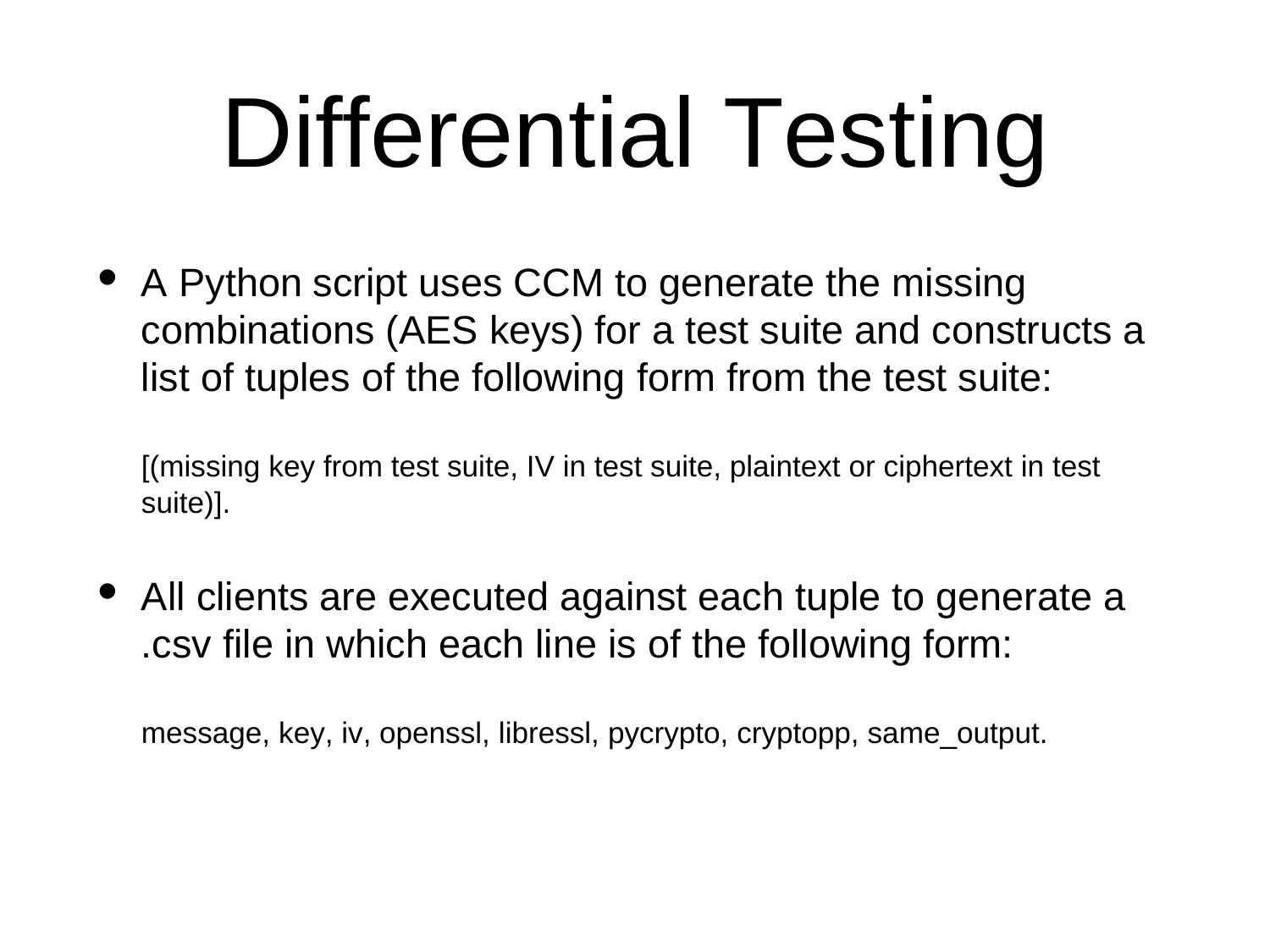# Differential Testing

- A Python script uses CCM to generate the missing combinations (AES keys) for a test suite and constructs a list of tuples of the following form from the test suite:

  [(missing key from test suite, IV in test suite, plaintext or ciphertext in test suite)].

- All clients are executed against each tuple to generate a .csv file in which each line is of the following form:

  message, key, iv, openssl, libressl, pycrypto, cryptopp, same_output.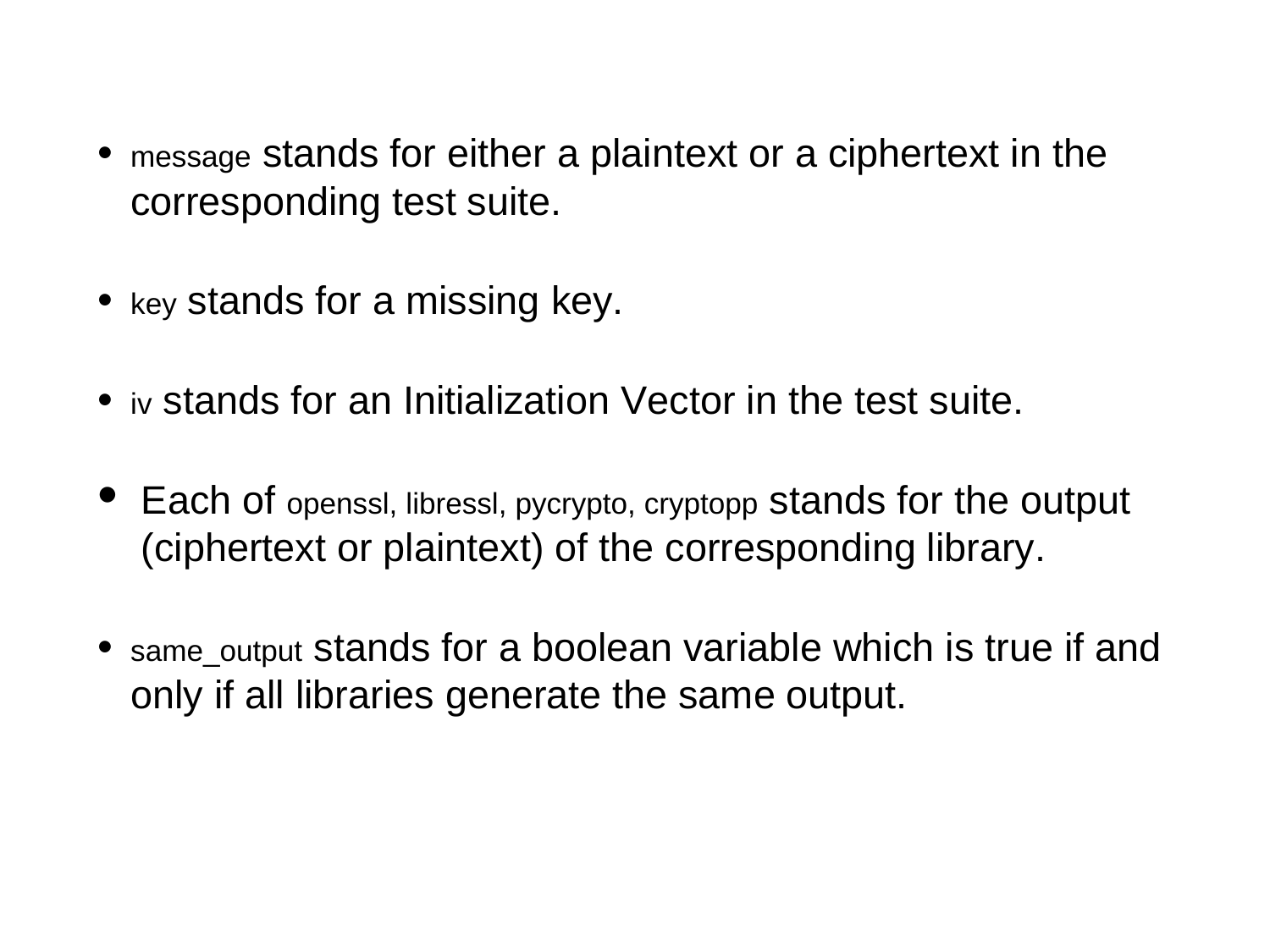- message stands for either a plaintext or a ciphertext in the corresponding test suite.
- key stands for a missing key.
- iv stands for an Initialization Vector in the test suite.
- Each of openssl, libressl, pycrypto, cryptopp stands for the output (ciphertext or plaintext) of the corresponding library.
- same_output stands for a boolean variable which is true if and only if all libraries generate the same output.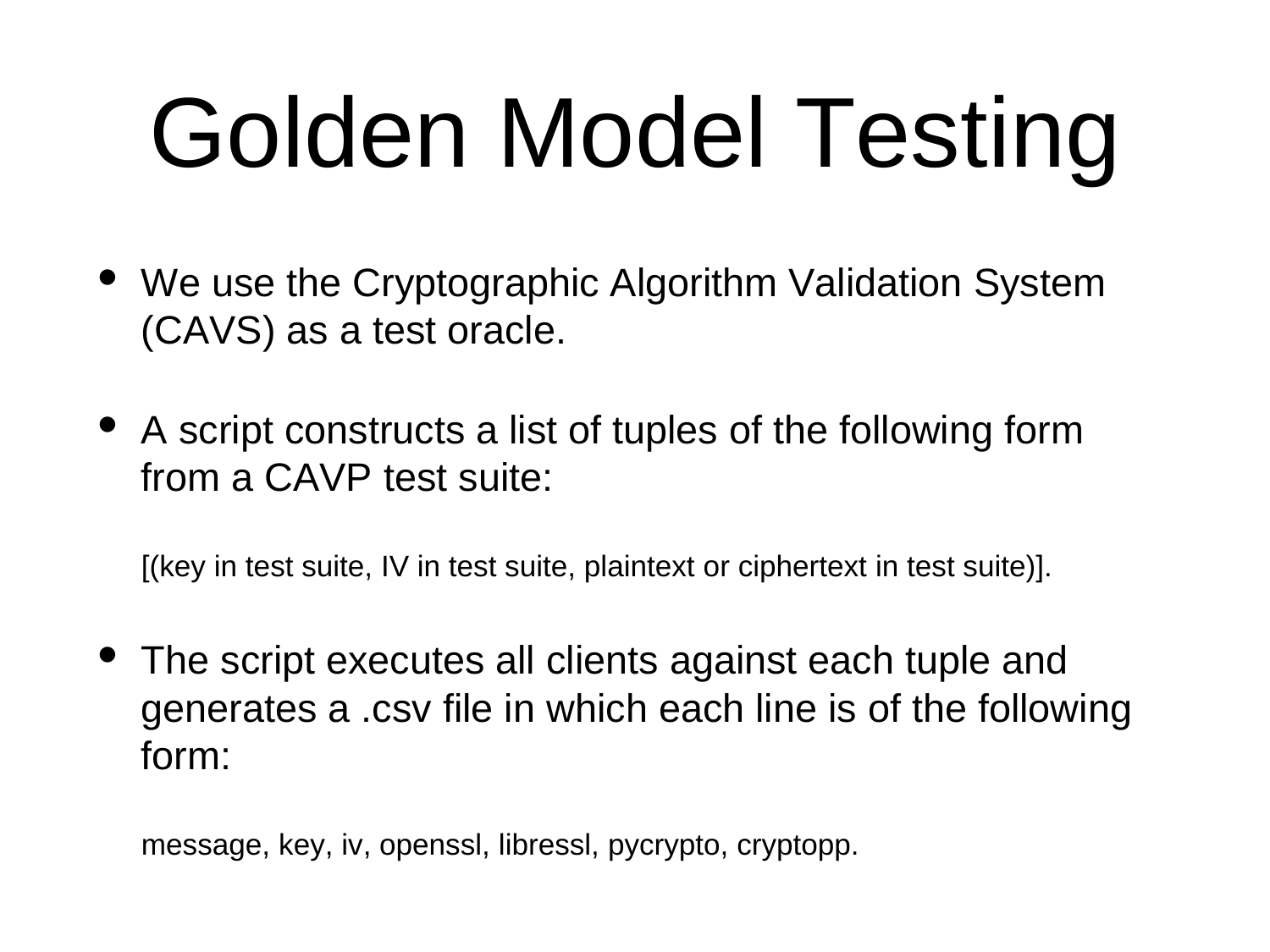# Golden Model Testing

- We use the Cryptographic Algorithm Validation System (CAVS) as a test oracle.

- A script constructs a list of tuples of the following form from a CAVP test suite:

  [(key in test suite, IV in test suite, plaintext or ciphertext in test suite)].

- The script executes all clients against each tuple and generates a .csv file in which each line is of the following form:

  message, key, iv, openssl, libressl, pycrypto, cryptopp.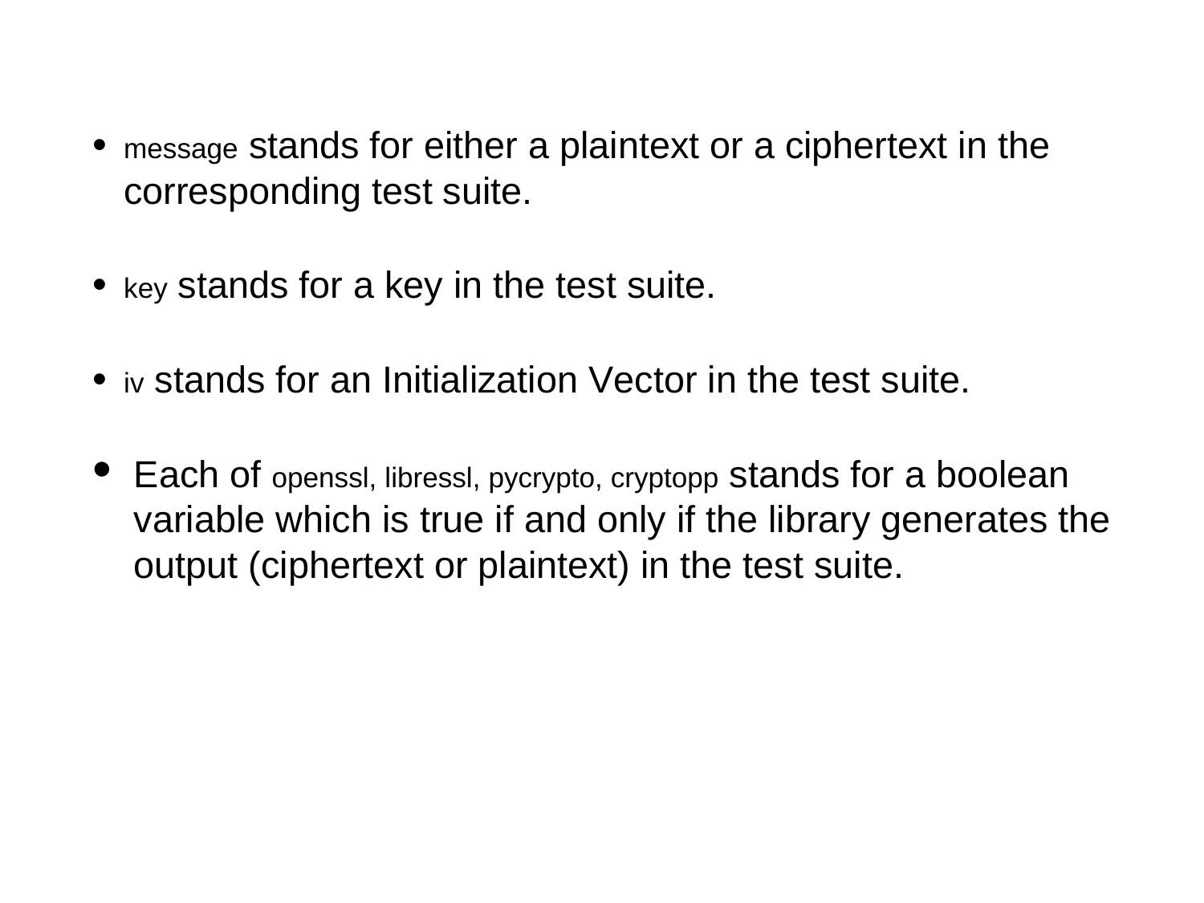- message stands for either a plaintext or a ciphertext in the corresponding test suite.

- key stands for a key in the test suite.

- iv stands for an Initialization Vector in the test suite.

- Each of openssl, libressl, pycrypto, cryptopp stands for a boolean variable which is true if and only if the library generates the output (ciphertext or plaintext) in the test suite.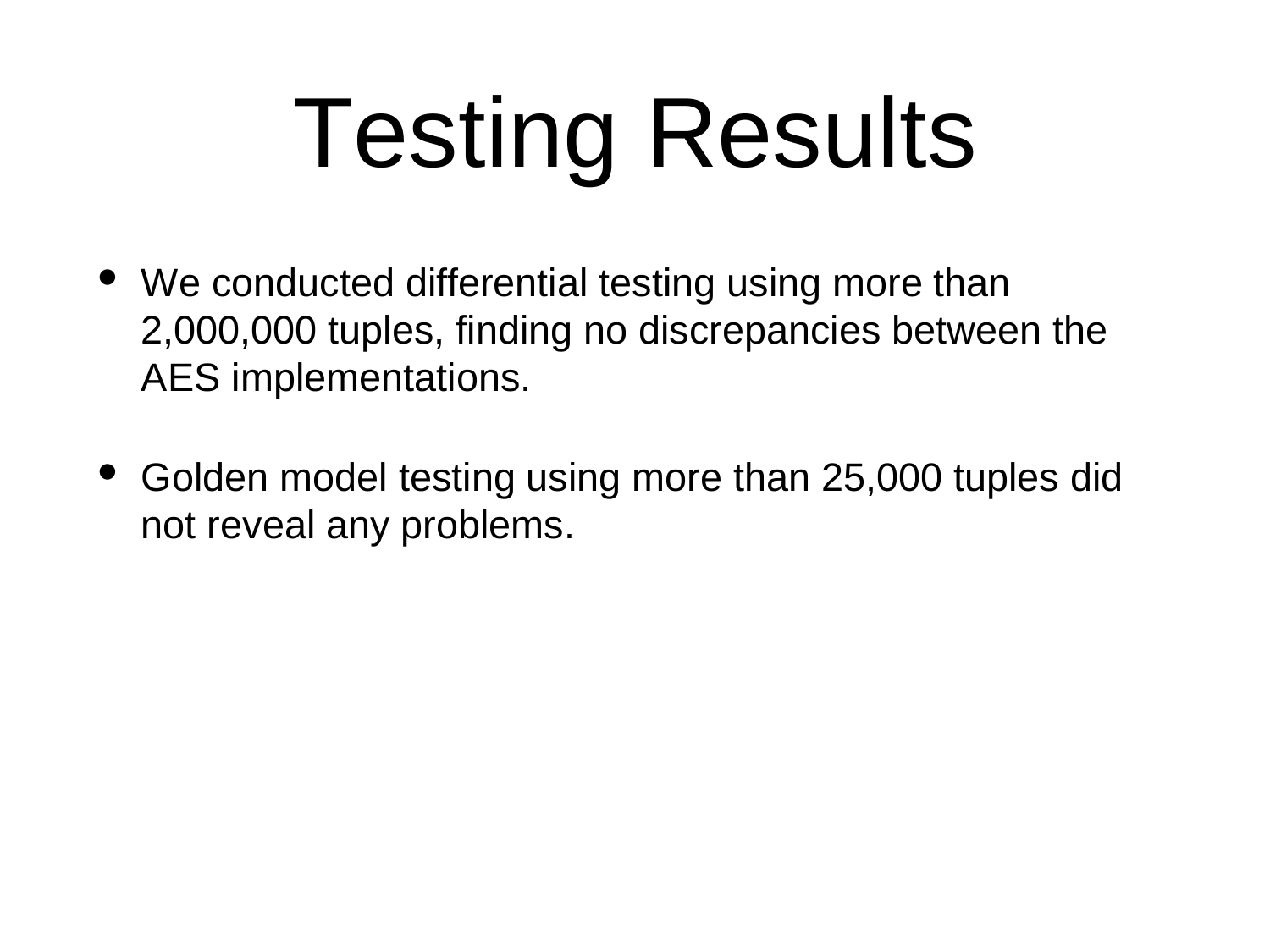# Testing Results

- We conducted differential testing using more than 2,000,000 tuples, finding no discrepancies between the AES implementations.
- Golden model testing using more than 25,000 tuples did not reveal any problems.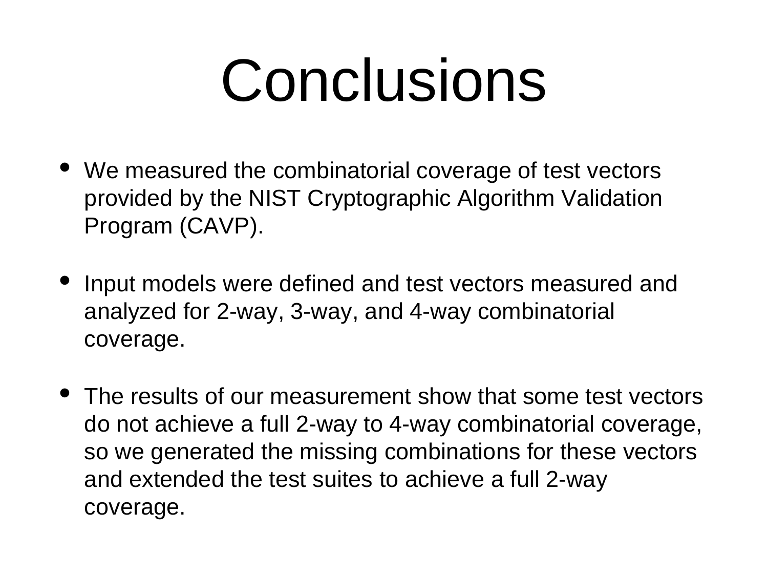# Conclusions

- We measured the combinatorial coverage of test vectors provided by the NIST Cryptographic Algorithm Validation Program (CAVP).
- Input models were defined and test vectors measured and analyzed for 2-way, 3-way, and 4-way combinatorial coverage.
- The results of our measurement show that some test vectors do not achieve a full 2-way to 4-way combinatorial coverage, so we generated the missing combinations for these vectors and extended the test suites to achieve a full 2-way coverage.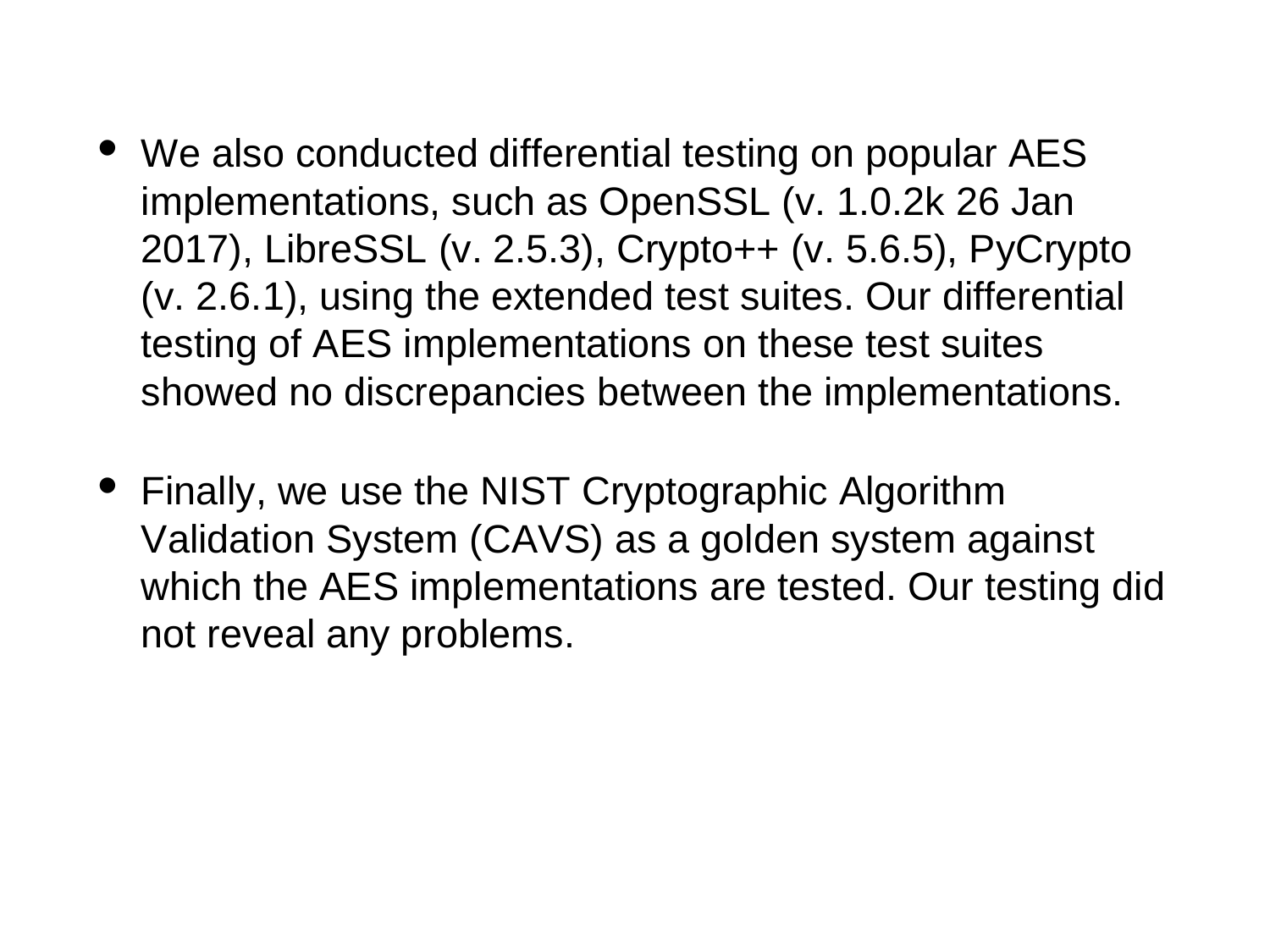- We also conducted differential testing on popular AES implementations, such as OpenSSL (v. 1.0.2k 26 Jan 2017), LibreSSL (v. 2.5.3), Crypto++ (v. 5.6.5), PyCrypto (v. 2.6.1), using the extended test suites. Our differential testing of AES implementations on these test suites showed no discrepancies between the implementations.

- Finally, we use the NIST Cryptographic Algorithm Validation System (CAVS) as a golden system against which the AES implementations are tested. Our testing did not reveal any problems.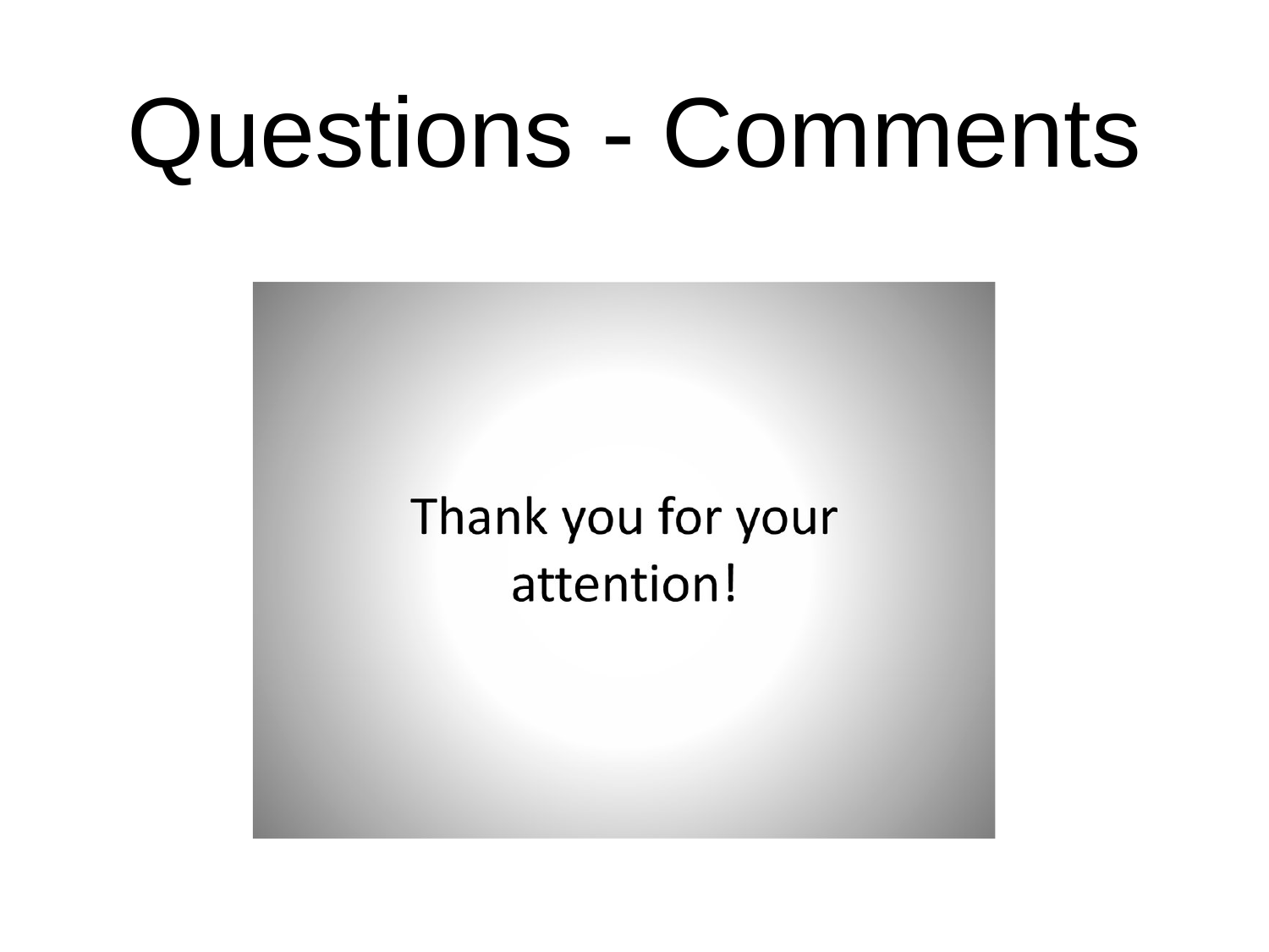# Questions - Comments

Thank you for your attention!